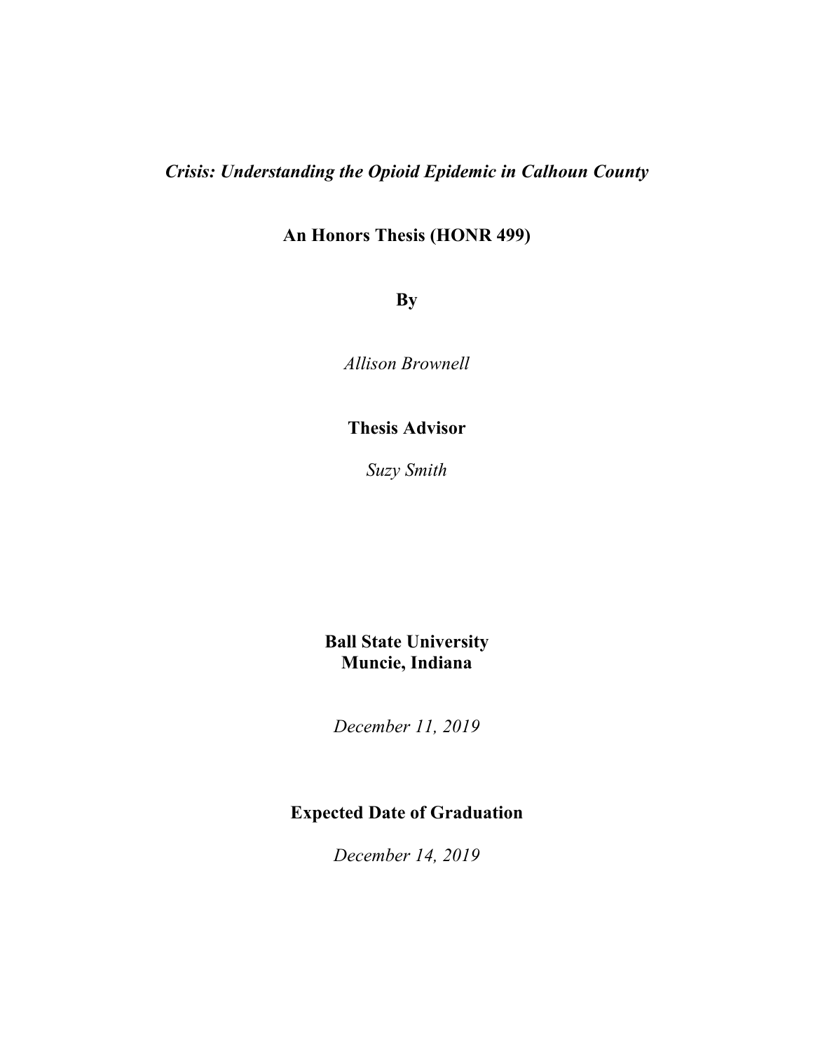# *Crisis: Understanding the Opioid Epidemic in Calhoun County*

**An Honors Thesis (HONR 499)**

**By**

*Allison Brownell*

**Thesis Advisor**

*Suzy Smith*

**Ball State University**
**Muncie, Indiana**

*December 11, 2019*

**Expected Date of Graduation**

*December 14, 2019*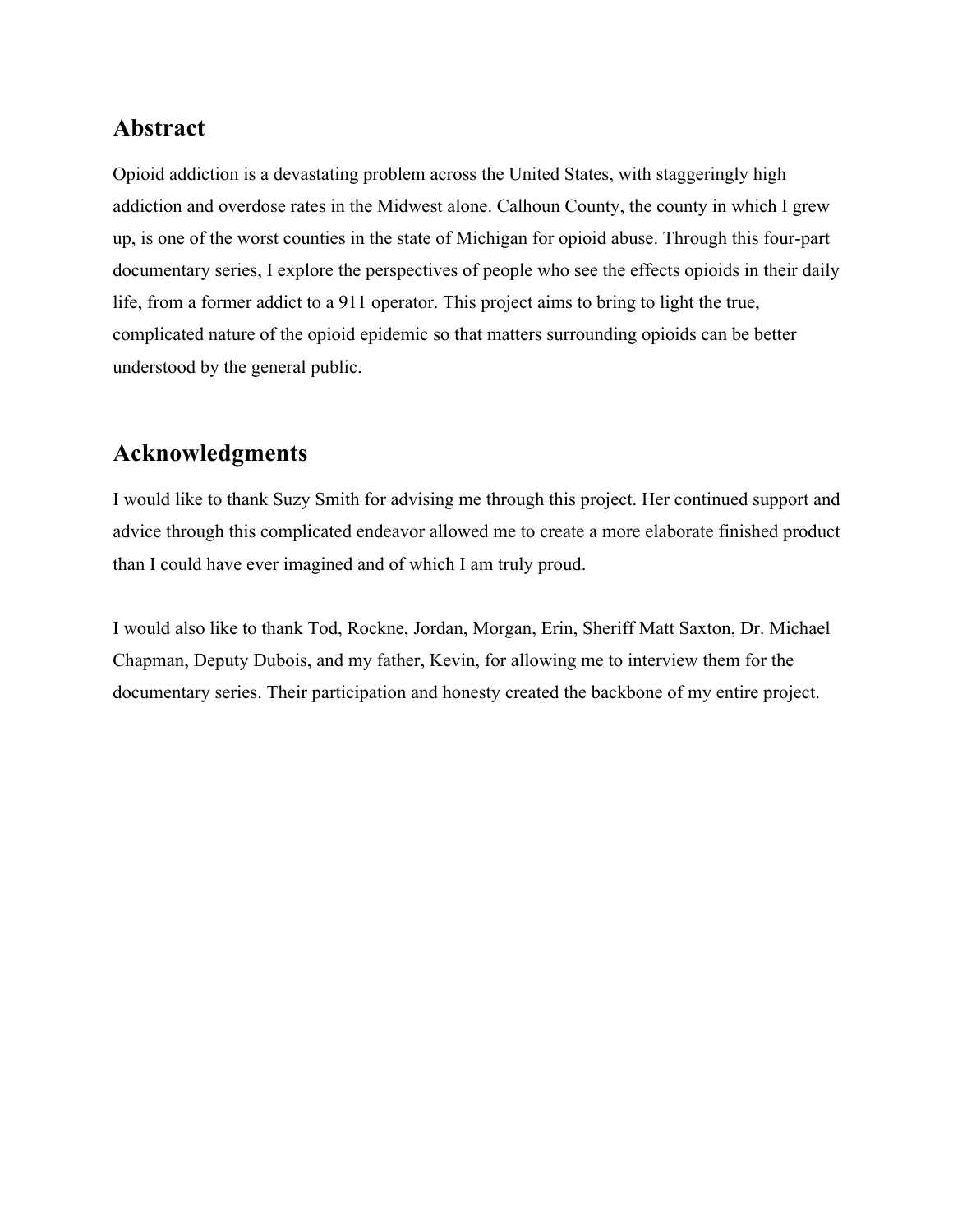## Abstract

Opioid addiction is a devastating problem across the United States, with staggeringly high addiction and overdose rates in the Midwest alone. Calhoun County, the county in which I grew up, is one of the worst counties in the state of Michigan for opioid abuse. Through this four-part documentary series, I explore the perspectives of people who see the effects opioids in their daily life, from a former addict to a 911 operator. This project aims to bring to light the true, complicated nature of the opioid epidemic so that matters surrounding opioids can be better understood by the general public.

## Acknowledgments

I would like to thank Suzy Smith for advising me through this project. Her continued support and advice through this complicated endeavor allowed me to create a more elaborate finished product than I could have ever imagined and of which I am truly proud.

I would also like to thank Tod, Rockne, Jordan, Morgan, Erin, Sheriff Matt Saxton, Dr. Michael Chapman, Deputy Dubois, and my father, Kevin, for allowing me to interview them for the documentary series. Their participation and honesty created the backbone of my entire project.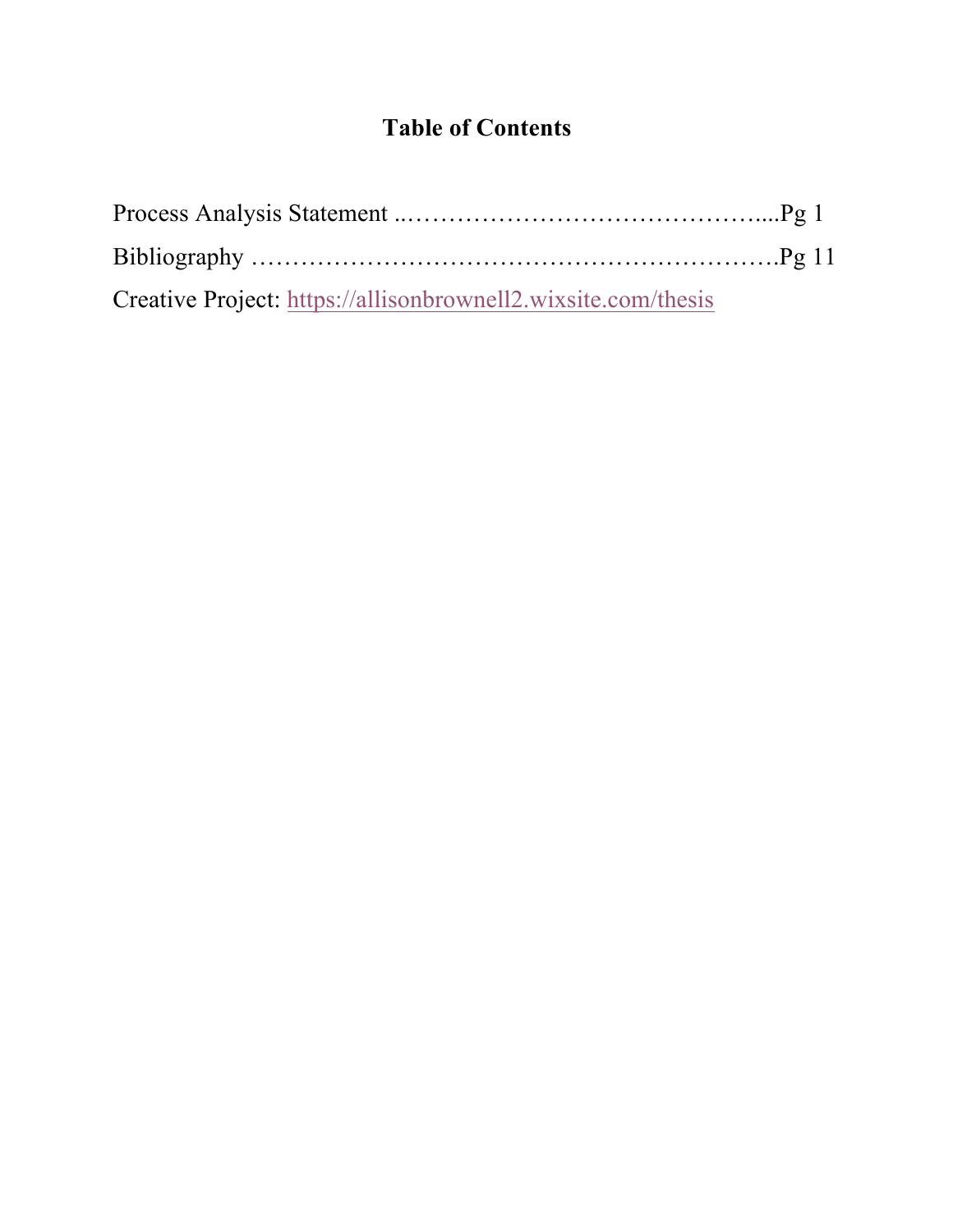# Table of Contents

Process Analysis Statement ..……………………………………....Pg 1

Bibliography …………………………………………………….Pg 11

Creative Project: https://allisonbrownell2.wixsite.com/thesis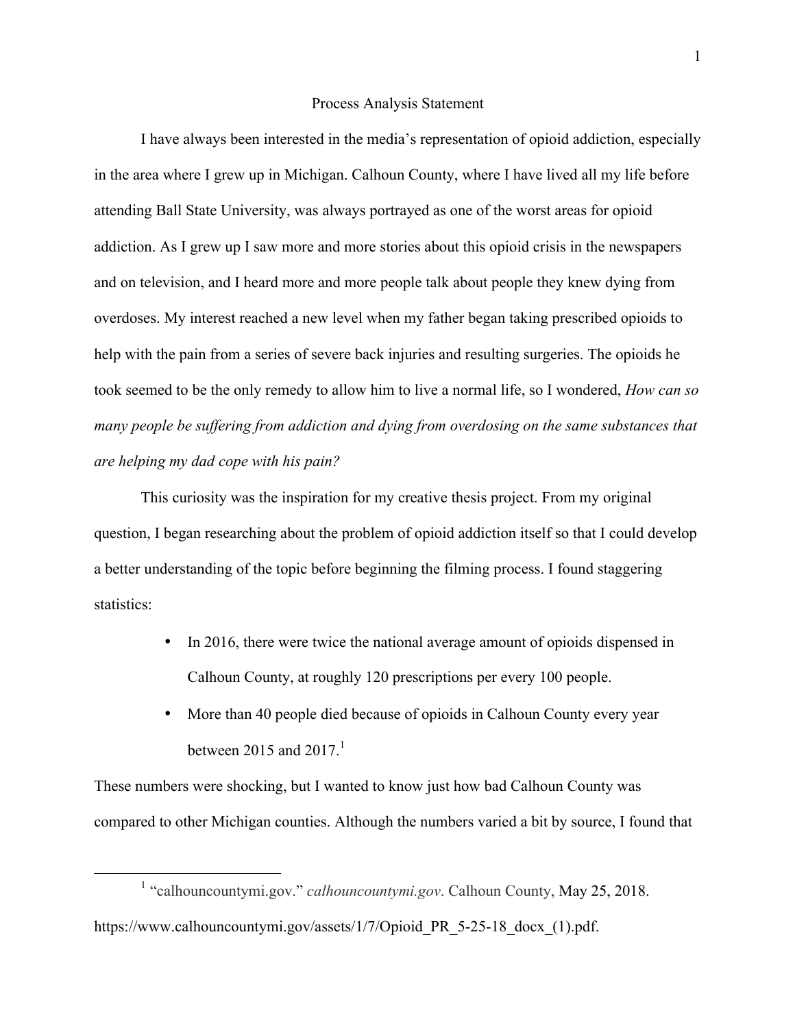# Process Analysis Statement

I have always been interested in the media's representation of opioid addiction, especially in the area where I grew up in Michigan. Calhoun County, where I have lived all my life before attending Ball State University, was always portrayed as one of the worst areas for opioid addiction. As I grew up I saw more and more stories about this opioid crisis in the newspapers and on television, and I heard more and more people talk about people they knew dying from overdoses. My interest reached a new level when my father began taking prescribed opioids to help with the pain from a series of severe back injuries and resulting surgeries. The opioids he took seemed to be the only remedy to allow him to live a normal life, so I wondered, *How can so many people be suffering from addiction and dying from overdosing on the same substances that are helping my dad cope with his pain?*

This curiosity was the inspiration for my creative thesis project. From my original question, I began researching about the problem of opioid addiction itself so that I could develop a better understanding of the topic before beginning the filming process. I found staggering statistics:

- In 2016, there were twice the national average amount of opioids dispensed in Calhoun County, at roughly 120 prescriptions per every 100 people.
- More than 40 people died because of opioids in Calhoun County every year between 2015 and 2017.[1]

These numbers were shocking, but I wanted to know just how bad Calhoun County was compared to other Michigan counties. Although the numbers varied a bit by source, I found that

---

[1] "calhouncountymi.gov." *calhouncountymi.gov*. Calhoun County, May 25, 2018. https://www.calhouncountymi.gov/assets/1/7/Opioid_PR_5-25-18_docx_(1).pdf.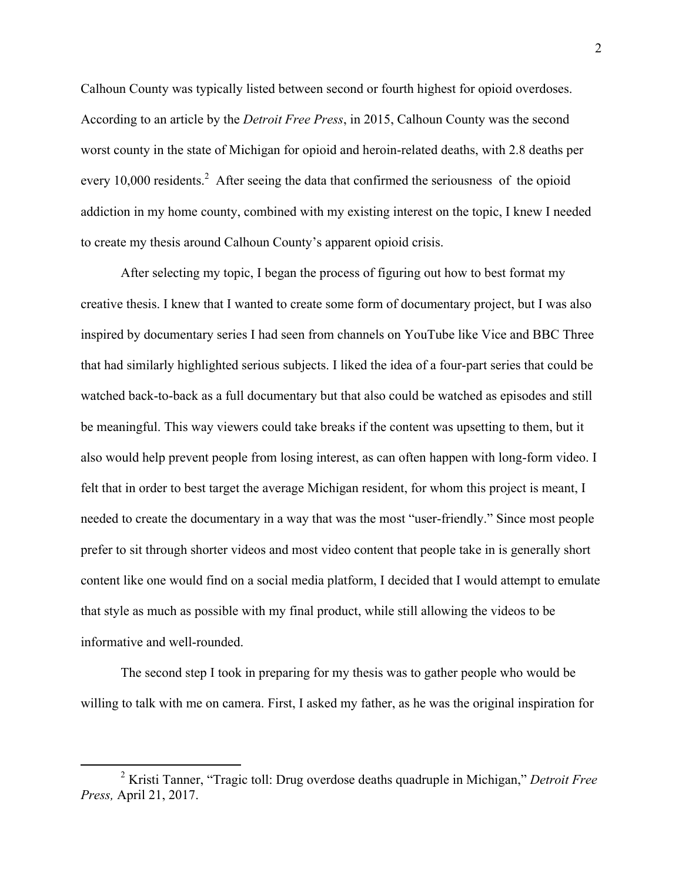Calhoun County was typically listed between second or fourth highest for opioid overdoses. According to an article by the *Detroit Free Press*, in 2015, Calhoun County was the second worst county in the state of Michigan for opioid and heroin-related deaths, with 2.8 deaths per every 10,000 residents.[2] After seeing the data that confirmed the seriousness of the opioid addiction in my home county, combined with my existing interest on the topic, I knew I needed to create my thesis around Calhoun County's apparent opioid crisis.

After selecting my topic, I began the process of figuring out how to best format my creative thesis. I knew that I wanted to create some form of documentary project, but I was also inspired by documentary series I had seen from channels on YouTube like Vice and BBC Three that had similarly highlighted serious subjects. I liked the idea of a four-part series that could be watched back-to-back as a full documentary but that also could be watched as episodes and still be meaningful. This way viewers could take breaks if the content was upsetting to them, but it also would help prevent people from losing interest, as can often happen with long-form video. I felt that in order to best target the average Michigan resident, for whom this project is meant, I needed to create the documentary in a way that was the most "user-friendly." Since most people prefer to sit through shorter videos and most video content that people take in is generally short content like one would find on a social media platform, I decided that I would attempt to emulate that style as much as possible with my final product, while still allowing the videos to be informative and well-rounded.

The second step I took in preparing for my thesis was to gather people who would be willing to talk with me on camera. First, I asked my father, as he was the original inspiration for

---

[2] Kristi Tanner, "Tragic toll: Drug overdose deaths quadruple in Michigan," *Detroit Free Press,* April 21, 2017.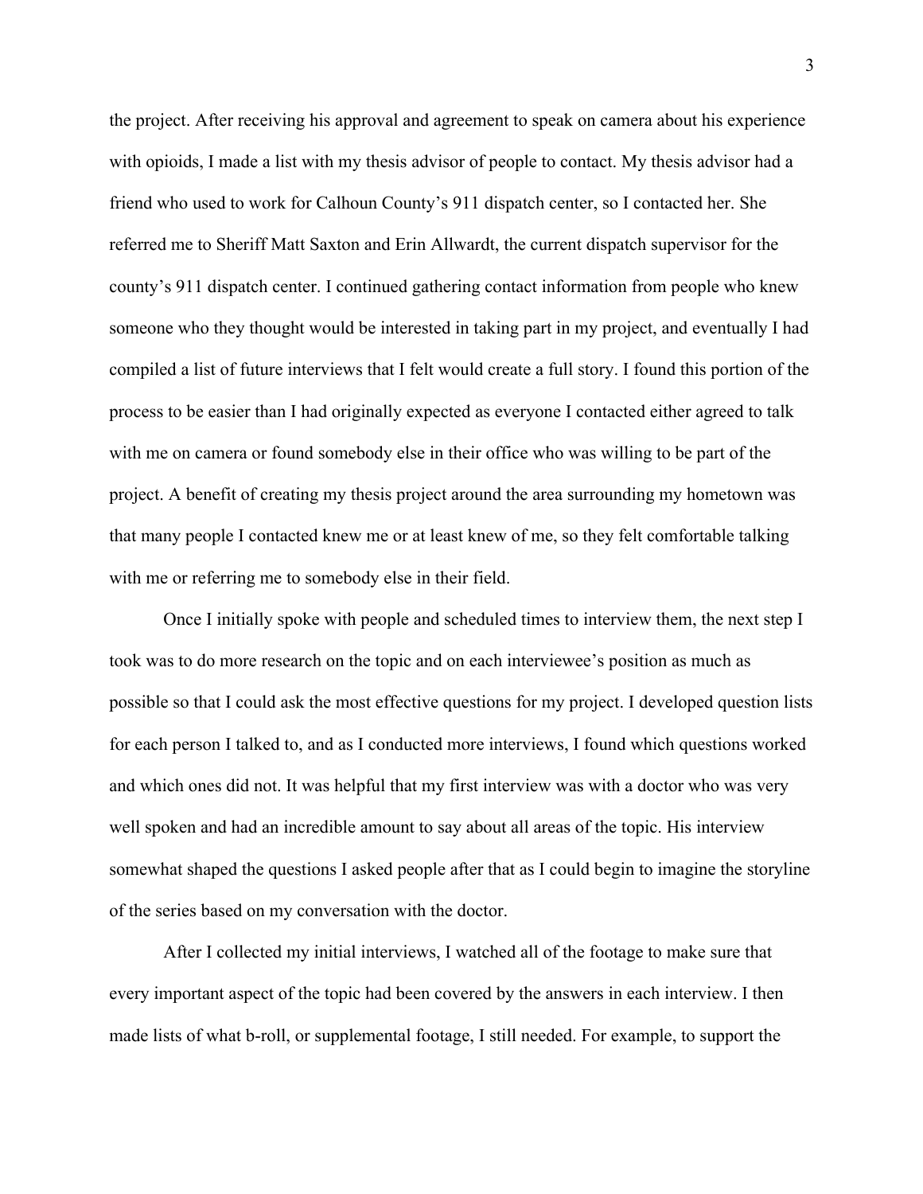the project. After receiving his approval and agreement to speak on camera about his experience with opioids, I made a list with my thesis advisor of people to contact. My thesis advisor had a friend who used to work for Calhoun County's 911 dispatch center, so I contacted her. She referred me to Sheriff Matt Saxton and Erin Allwardt, the current dispatch supervisor for the county's 911 dispatch center. I continued gathering contact information from people who knew someone who they thought would be interested in taking part in my project, and eventually I had compiled a list of future interviews that I felt would create a full story. I found this portion of the process to be easier than I had originally expected as everyone I contacted either agreed to talk with me on camera or found somebody else in their office who was willing to be part of the project. A benefit of creating my thesis project around the area surrounding my hometown was that many people I contacted knew me or at least knew of me, so they felt comfortable talking with me or referring me to somebody else in their field.

Once I initially spoke with people and scheduled times to interview them, the next step I took was to do more research on the topic and on each interviewee's position as much as possible so that I could ask the most effective questions for my project. I developed question lists for each person I talked to, and as I conducted more interviews, I found which questions worked and which ones did not. It was helpful that my first interview was with a doctor who was very well spoken and had an incredible amount to say about all areas of the topic. His interview somewhat shaped the questions I asked people after that as I could begin to imagine the storyline of the series based on my conversation with the doctor.

After I collected my initial interviews, I watched all of the footage to make sure that every important aspect of the topic had been covered by the answers in each interview. I then made lists of what b-roll, or supplemental footage, I still needed. For example, to support the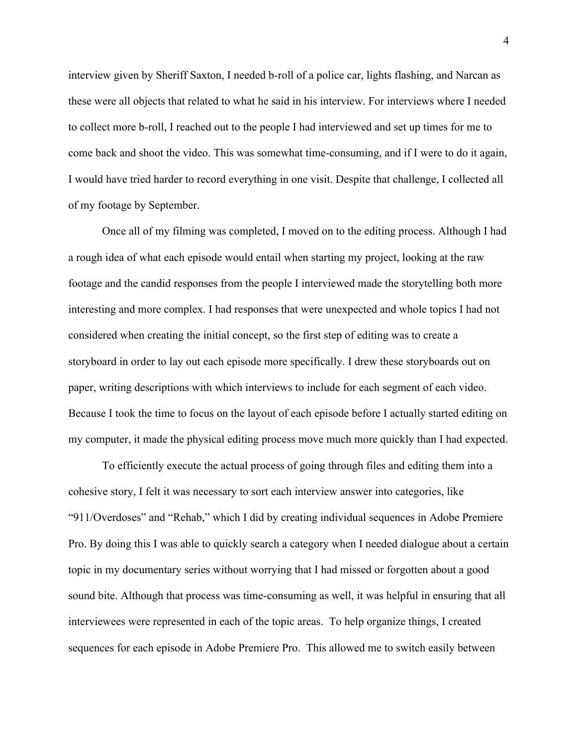interview given by Sheriff Saxton, I needed b-roll of a police car, lights flashing, and Narcan as these were all objects that related to what he said in his interview. For interviews where I needed to collect more b-roll, I reached out to the people I had interviewed and set up times for me to come back and shoot the video. This was somewhat time-consuming, and if I were to do it again, I would have tried harder to record everything in one visit. Despite that challenge, I collected all of my footage by September.

Once all of my filming was completed, I moved on to the editing process. Although I had a rough idea of what each episode would entail when starting my project, looking at the raw footage and the candid responses from the people I interviewed made the storytelling both more interesting and more complex. I had responses that were unexpected and whole topics I had not considered when creating the initial concept, so the first step of editing was to create a storyboard in order to lay out each episode more specifically. I drew these storyboards out on paper, writing descriptions with which interviews to include for each segment of each video. Because I took the time to focus on the layout of each episode before I actually started editing on my computer, it made the physical editing process move much more quickly than I had expected.

To efficiently execute the actual process of going through files and editing them into a cohesive story, I felt it was necessary to sort each interview answer into categories, like "911/Overdoses" and "Rehab," which I did by creating individual sequences in Adobe Premiere Pro. By doing this I was able to quickly search a category when I needed dialogue about a certain topic in my documentary series without worrying that I had missed or forgotten about a good sound bite. Although that process was time-consuming as well, it was helpful in ensuring that all interviewees were represented in each of the topic areas. To help organize things, I created sequences for each episode in Adobe Premiere Pro. This allowed me to switch easily between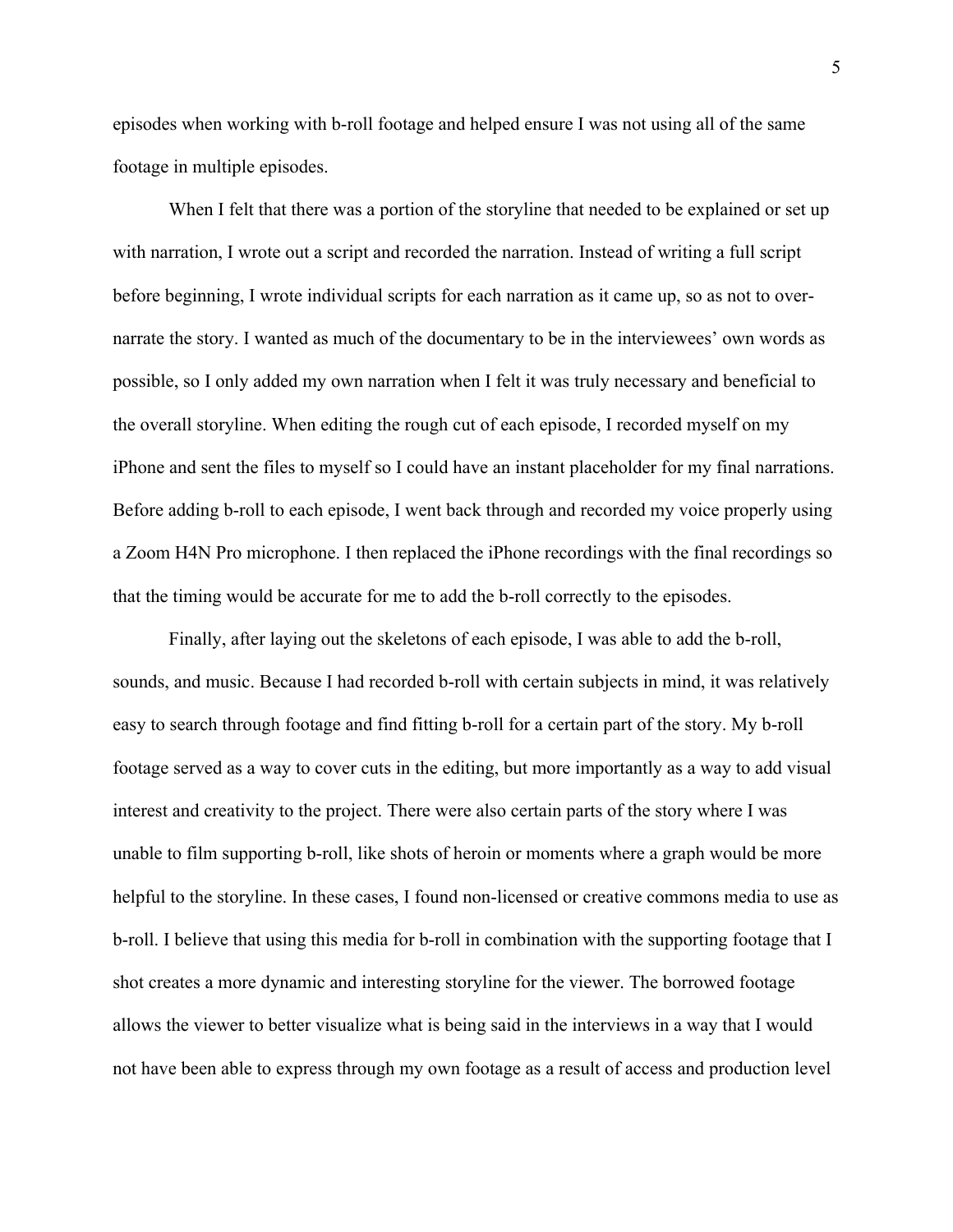episodes when working with b-roll footage and helped ensure I was not using all of the same footage in multiple episodes.

When I felt that there was a portion of the storyline that needed to be explained or set up with narration, I wrote out a script and recorded the narration. Instead of writing a full script before beginning, I wrote individual scripts for each narration as it came up, so as not to over-narrate the story. I wanted as much of the documentary to be in the interviewees' own words as possible, so I only added my own narration when I felt it was truly necessary and beneficial to the overall storyline. When editing the rough cut of each episode, I recorded myself on my iPhone and sent the files to myself so I could have an instant placeholder for my final narrations. Before adding b-roll to each episode, I went back through and recorded my voice properly using a Zoom H4N Pro microphone. I then replaced the iPhone recordings with the final recordings so that the timing would be accurate for me to add the b-roll correctly to the episodes.

Finally, after laying out the skeletons of each episode, I was able to add the b-roll, sounds, and music. Because I had recorded b-roll with certain subjects in mind, it was relatively easy to search through footage and find fitting b-roll for a certain part of the story. My b-roll footage served as a way to cover cuts in the editing, but more importantly as a way to add visual interest and creativity to the project. There were also certain parts of the story where I was unable to film supporting b-roll, like shots of heroin or moments where a graph would be more helpful to the storyline. In these cases, I found non-licensed or creative commons media to use as b-roll. I believe that using this media for b-roll in combination with the supporting footage that I shot creates a more dynamic and interesting storyline for the viewer. The borrowed footage allows the viewer to better visualize what is being said in the interviews in a way that I would not have been able to express through my own footage as a result of access and production level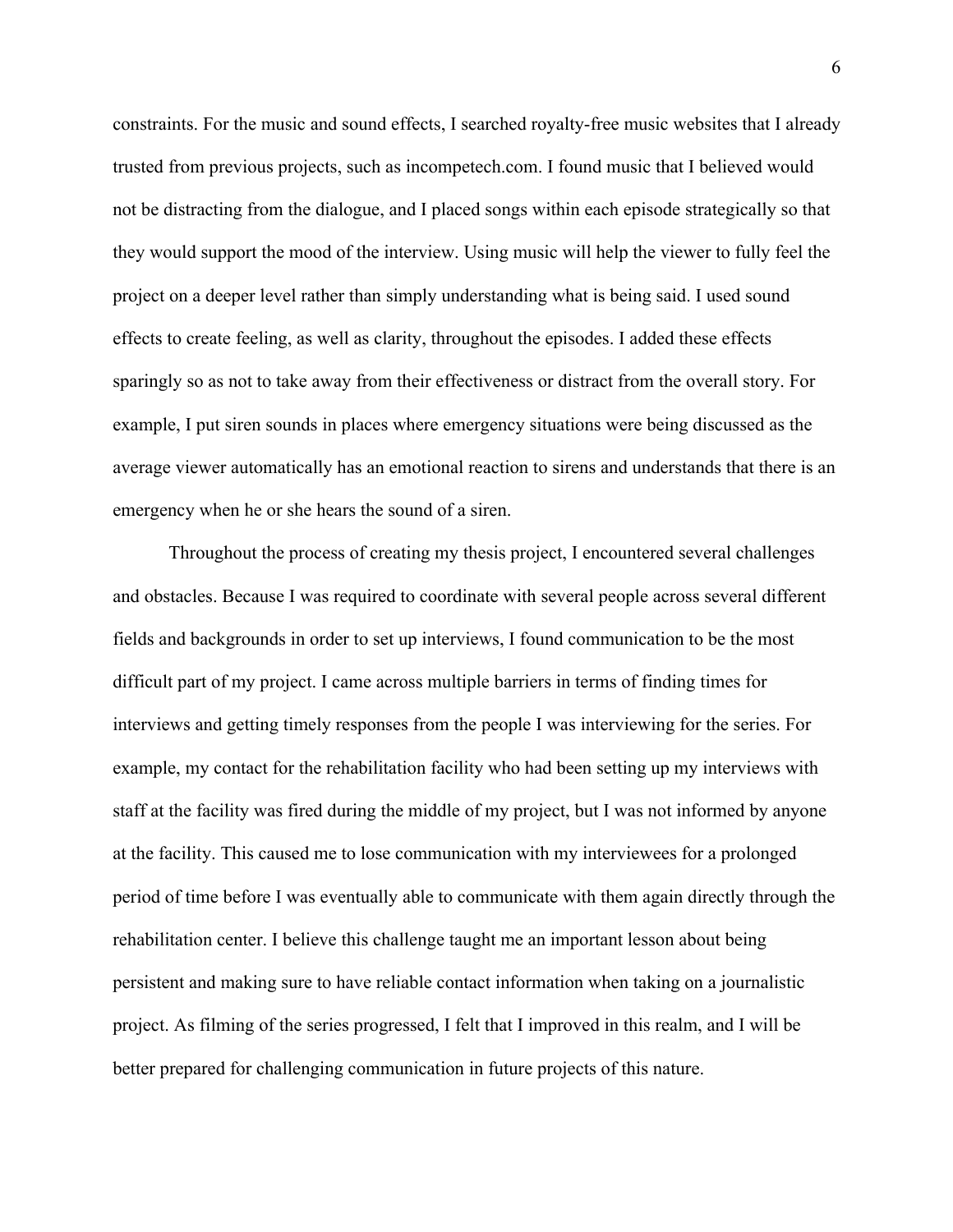constraints. For the music and sound effects, I searched royalty-free music websites that I already trusted from previous projects, such as incompetech.com. I found music that I believed would not be distracting from the dialogue, and I placed songs within each episode strategically so that they would support the mood of the interview. Using music will help the viewer to fully feel the project on a deeper level rather than simply understanding what is being said. I used sound effects to create feeling, as well as clarity, throughout the episodes. I added these effects sparingly so as not to take away from their effectiveness or distract from the overall story. For example, I put siren sounds in places where emergency situations were being discussed as the average viewer automatically has an emotional reaction to sirens and understands that there is an emergency when he or she hears the sound of a siren.

Throughout the process of creating my thesis project, I encountered several challenges and obstacles. Because I was required to coordinate with several people across several different fields and backgrounds in order to set up interviews, I found communication to be the most difficult part of my project. I came across multiple barriers in terms of finding times for interviews and getting timely responses from the people I was interviewing for the series. For example, my contact for the rehabilitation facility who had been setting up my interviews with staff at the facility was fired during the middle of my project, but I was not informed by anyone at the facility. This caused me to lose communication with my interviewees for a prolonged period of time before I was eventually able to communicate with them again directly through the rehabilitation center. I believe this challenge taught me an important lesson about being persistent and making sure to have reliable contact information when taking on a journalistic project. As filming of the series progressed, I felt that I improved in this realm, and I will be better prepared for challenging communication in future projects of this nature.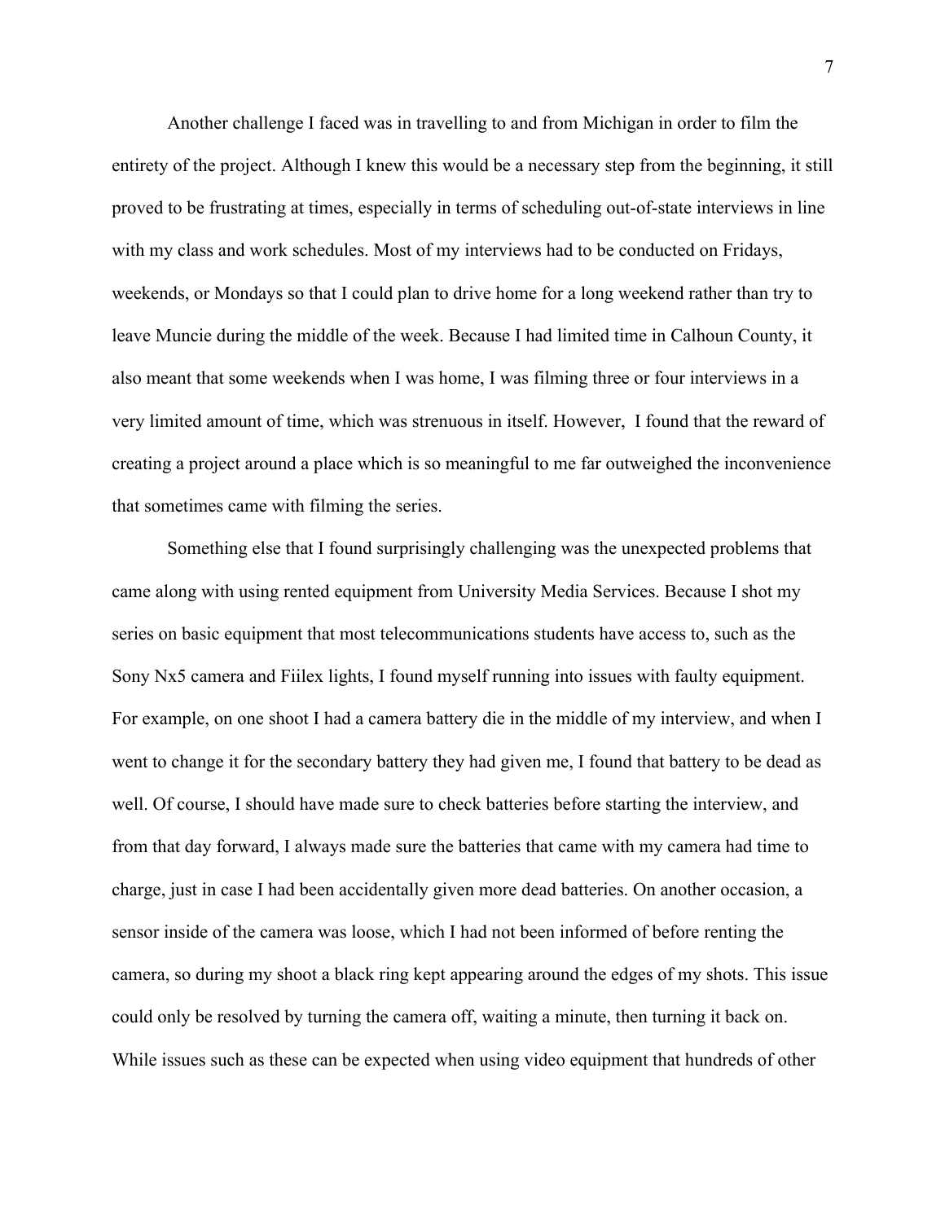Another challenge I faced was in travelling to and from Michigan in order to film the entirety of the project. Although I knew this would be a necessary step from the beginning, it still proved to be frustrating at times, especially in terms of scheduling out-of-state interviews in line with my class and work schedules. Most of my interviews had to be conducted on Fridays, weekends, or Mondays so that I could plan to drive home for a long weekend rather than try to leave Muncie during the middle of the week. Because I had limited time in Calhoun County, it also meant that some weekends when I was home, I was filming three or four interviews in a very limited amount of time, which was strenuous in itself. However, I found that the reward of creating a project around a place which is so meaningful to me far outweighed the inconvenience that sometimes came with filming the series.

Something else that I found surprisingly challenging was the unexpected problems that came along with using rented equipment from University Media Services. Because I shot my series on basic equipment that most telecommunications students have access to, such as the Sony Nx5 camera and Fiilex lights, I found myself running into issues with faulty equipment. For example, on one shoot I had a camera battery die in the middle of my interview, and when I went to change it for the secondary battery they had given me, I found that battery to be dead as well. Of course, I should have made sure to check batteries before starting the interview, and from that day forward, I always made sure the batteries that came with my camera had time to charge, just in case I had been accidentally given more dead batteries. On another occasion, a sensor inside of the camera was loose, which I had not been informed of before renting the camera, so during my shoot a black ring kept appearing around the edges of my shots. This issue could only be resolved by turning the camera off, waiting a minute, then turning it back on. While issues such as these can be expected when using video equipment that hundreds of other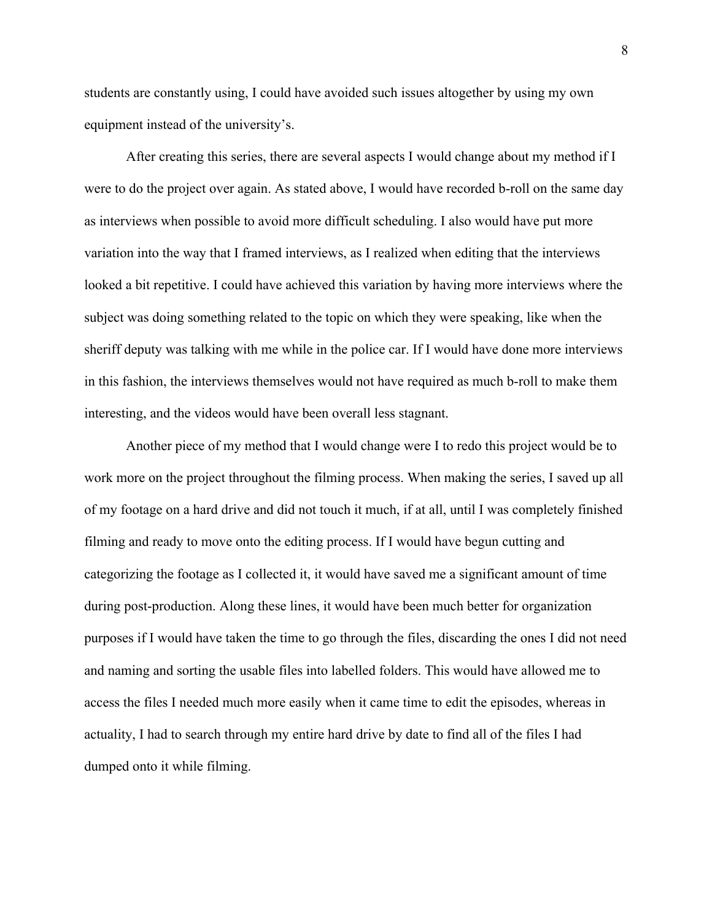students are constantly using, I could have avoided such issues altogether by using my own equipment instead of the university's.

After creating this series, there are several aspects I would change about my method if I were to do the project over again. As stated above, I would have recorded b-roll on the same day as interviews when possible to avoid more difficult scheduling. I also would have put more variation into the way that I framed interviews, as I realized when editing that the interviews looked a bit repetitive. I could have achieved this variation by having more interviews where the subject was doing something related to the topic on which they were speaking, like when the sheriff deputy was talking with me while in the police car. If I would have done more interviews in this fashion, the interviews themselves would not have required as much b-roll to make them interesting, and the videos would have been overall less stagnant.

Another piece of my method that I would change were I to redo this project would be to work more on the project throughout the filming process. When making the series, I saved up all of my footage on a hard drive and did not touch it much, if at all, until I was completely finished filming and ready to move onto the editing process. If I would have begun cutting and categorizing the footage as I collected it, it would have saved me a significant amount of time during post-production. Along these lines, it would have been much better for organization purposes if I would have taken the time to go through the files, discarding the ones I did not need and naming and sorting the usable files into labelled folders. This would have allowed me to access the files I needed much more easily when it came time to edit the episodes, whereas in actuality, I had to search through my entire hard drive by date to find all of the files I had dumped onto it while filming.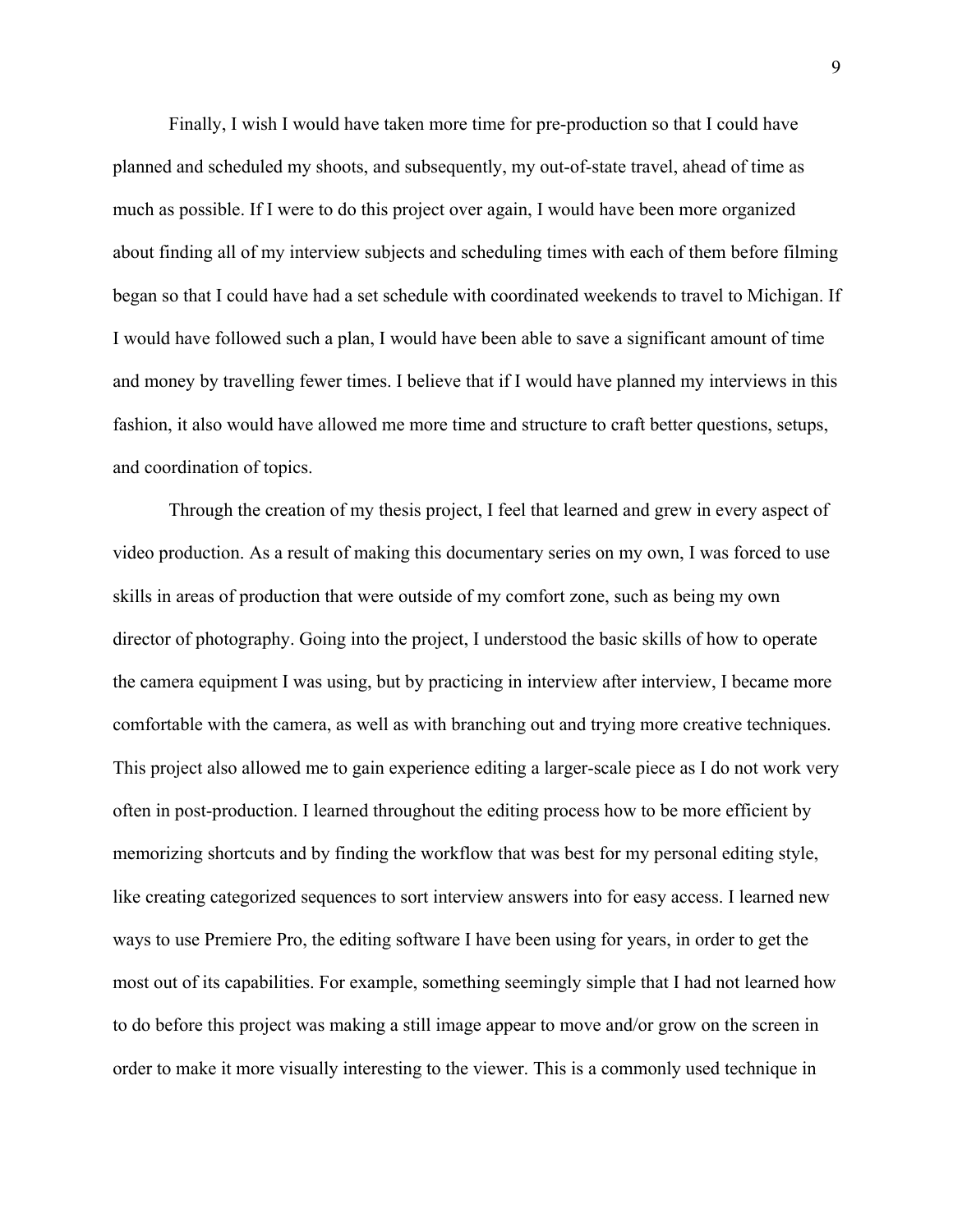Finally, I wish I would have taken more time for pre-production so that I could have planned and scheduled my shoots, and subsequently, my out-of-state travel, ahead of time as much as possible. If I were to do this project over again, I would have been more organized about finding all of my interview subjects and scheduling times with each of them before filming began so that I could have had a set schedule with coordinated weekends to travel to Michigan. If I would have followed such a plan, I would have been able to save a significant amount of time and money by travelling fewer times. I believe that if I would have planned my interviews in this fashion, it also would have allowed me more time and structure to craft better questions, setups, and coordination of topics.

Through the creation of my thesis project, I feel that learned and grew in every aspect of video production. As a result of making this documentary series on my own, I was forced to use skills in areas of production that were outside of my comfort zone, such as being my own director of photography. Going into the project, I understood the basic skills of how to operate the camera equipment I was using, but by practicing in interview after interview, I became more comfortable with the camera, as well as with branching out and trying more creative techniques. This project also allowed me to gain experience editing a larger-scale piece as I do not work very often in post-production. I learned throughout the editing process how to be more efficient by memorizing shortcuts and by finding the workflow that was best for my personal editing style, like creating categorized sequences to sort interview answers into for easy access. I learned new ways to use Premiere Pro, the editing software I have been using for years, in order to get the most out of its capabilities. For example, something seemingly simple that I had not learned how to do before this project was making a still image appear to move and/or grow on the screen in order to make it more visually interesting to the viewer. This is a commonly used technique in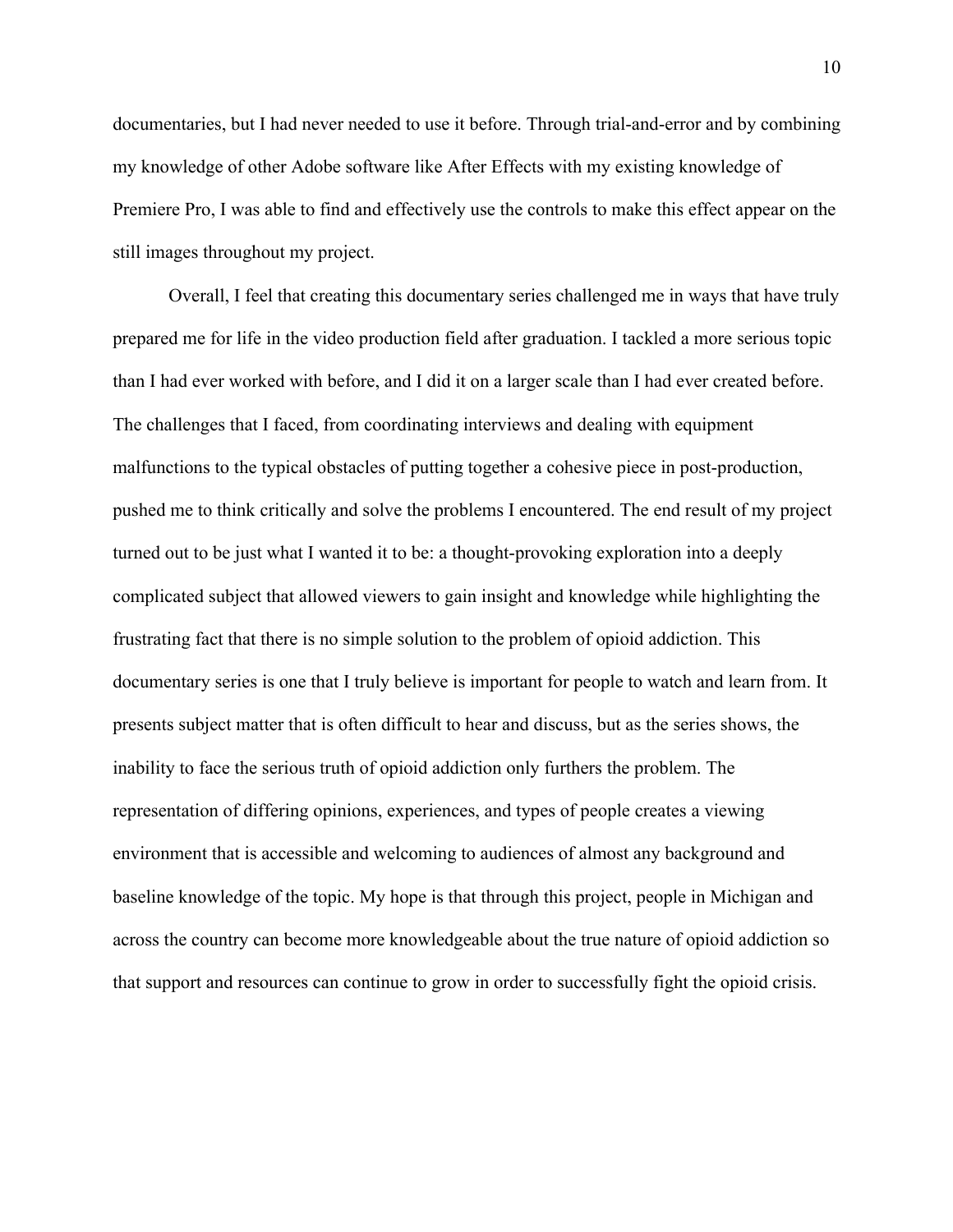documentaries, but I had never needed to use it before. Through trial-and-error and by combining my knowledge of other Adobe software like After Effects with my existing knowledge of Premiere Pro, I was able to find and effectively use the controls to make this effect appear on the still images throughout my project.

Overall, I feel that creating this documentary series challenged me in ways that have truly prepared me for life in the video production field after graduation. I tackled a more serious topic than I had ever worked with before, and I did it on a larger scale than I had ever created before. The challenges that I faced, from coordinating interviews and dealing with equipment malfunctions to the typical obstacles of putting together a cohesive piece in post-production, pushed me to think critically and solve the problems I encountered. The end result of my project turned out to be just what I wanted it to be: a thought-provoking exploration into a deeply complicated subject that allowed viewers to gain insight and knowledge while highlighting the frustrating fact that there is no simple solution to the problem of opioid addiction. This documentary series is one that I truly believe is important for people to watch and learn from. It presents subject matter that is often difficult to hear and discuss, but as the series shows, the inability to face the serious truth of opioid addiction only furthers the problem. The representation of differing opinions, experiences, and types of people creates a viewing environment that is accessible and welcoming to audiences of almost any background and baseline knowledge of the topic. My hope is that through this project, people in Michigan and across the country can become more knowledgeable about the true nature of opioid addiction so that support and resources can continue to grow in order to successfully fight the opioid crisis.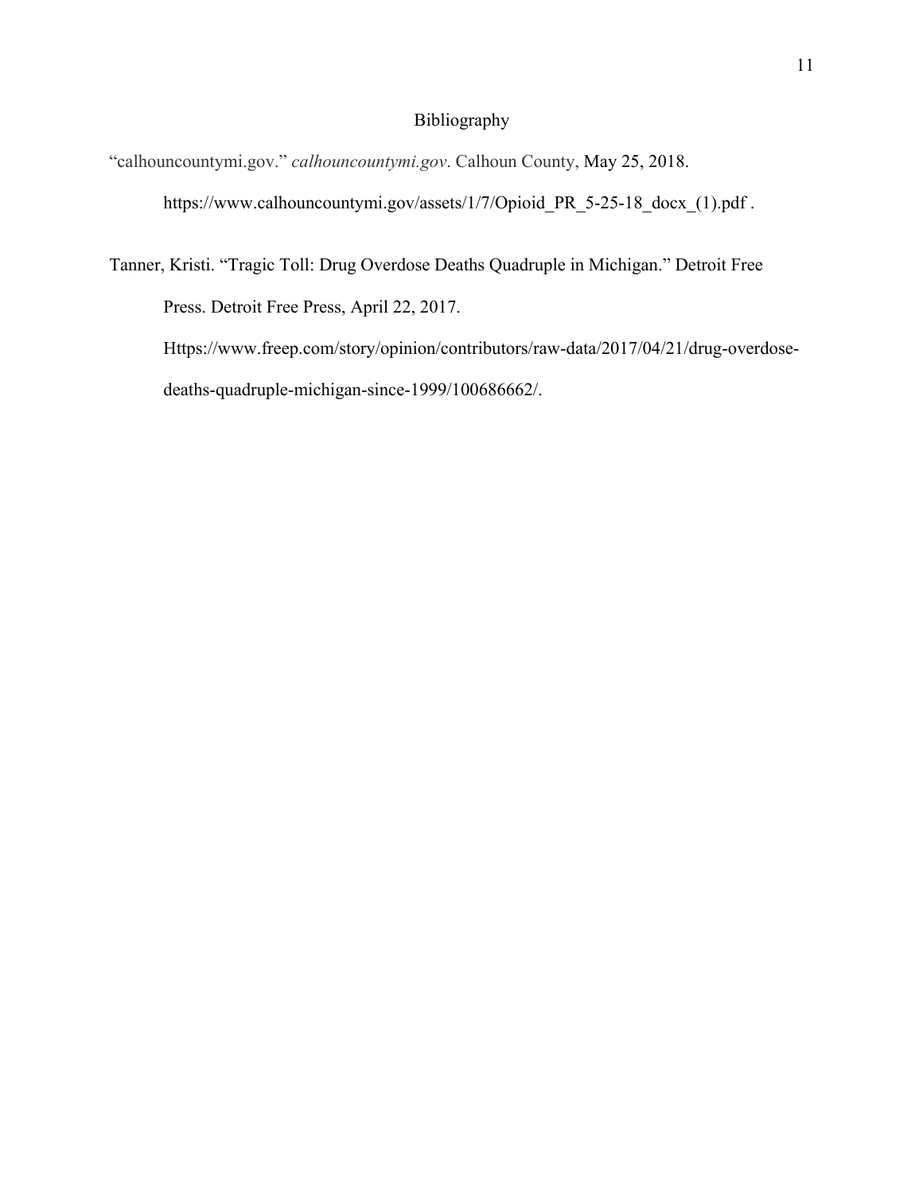# Bibliography

"calhouncountymi.gov." *calhouncountymi.gov*. Calhoun County, May 25, 2018. https://www.calhouncountymi.gov/assets/1/7/Opioid_PR_5-25-18_docx_(1).pdf .

Tanner, Kristi. "Tragic Toll: Drug Overdose Deaths Quadruple in Michigan." Detroit Free Press. Detroit Free Press, April 22, 2017. Https://www.freep.com/story/opinion/contributors/raw-data/2017/04/21/drug-overdose-deaths-quadruple-michigan-since-1999/100686662/.